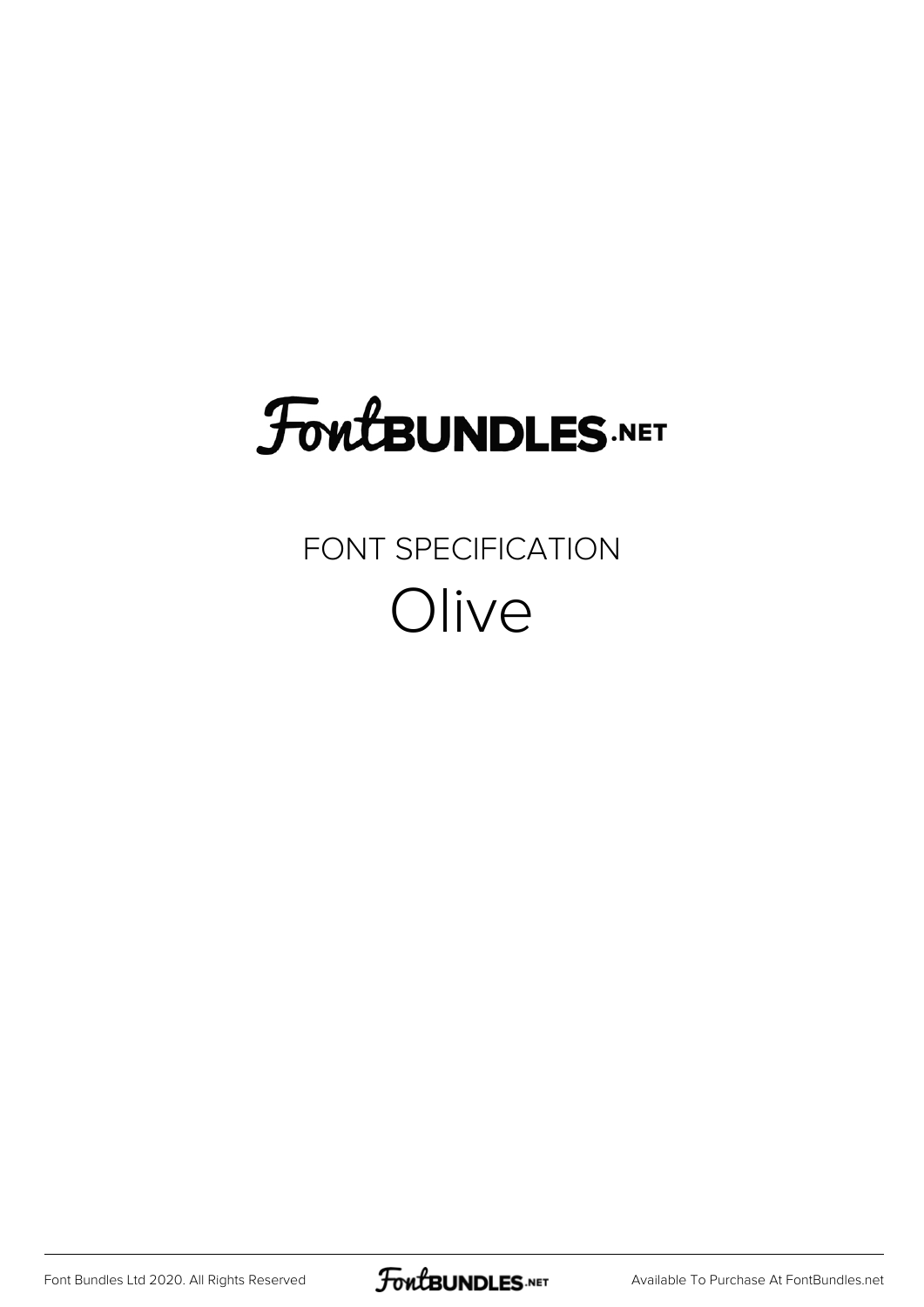FontBUNDLES.NET

FONT SPECIFICATION

# Olive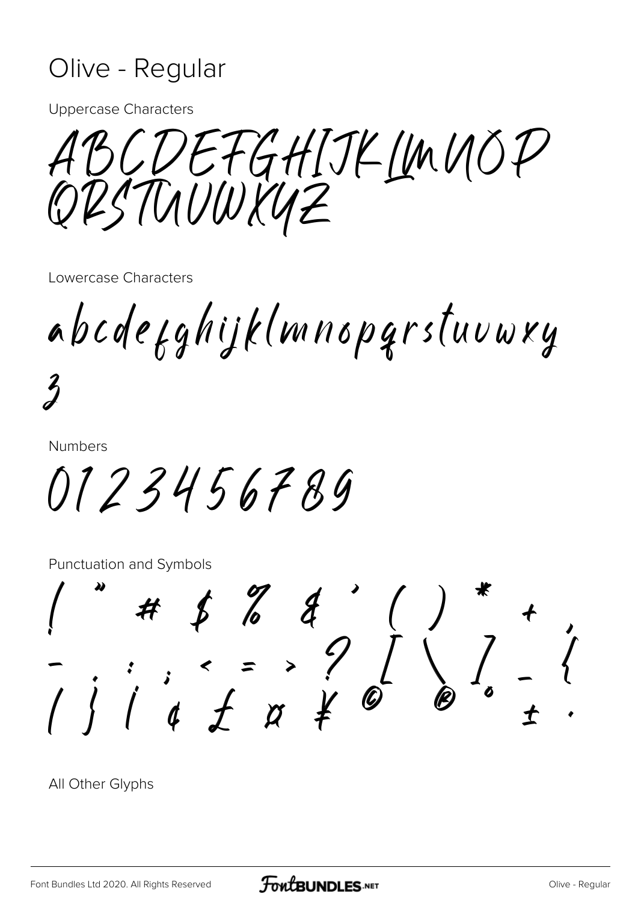# Olive - Regular

Uppercase Characters

ABCDEFGHIJKLMNOP
QRSTUVWXYZ

Lowercase Characters

abcdefghijklmnopqrstuvwxy
z

Numbers

0123456789

Punctuation and Symbols

! " # $ % & ' ( ) * + ,
- . : ; < = > ? [ \ ] _ {
| } ¡ ¢ £ ¤ ¥ © ® ° ± ·

All Other Glyphs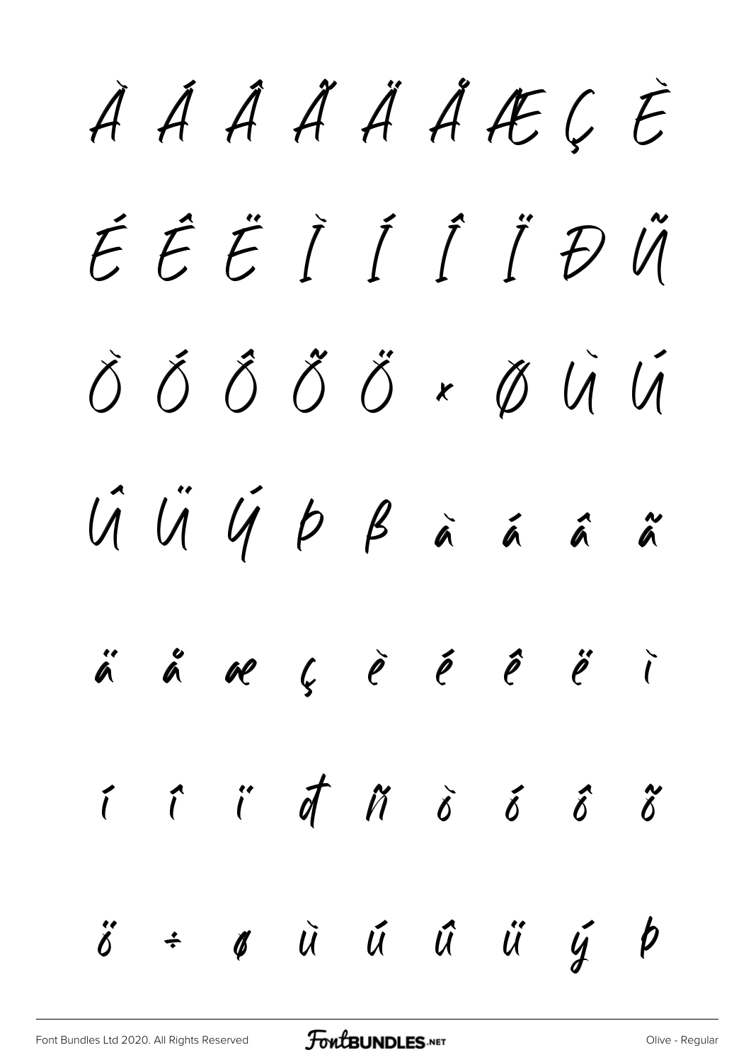À Á Â Ã Ä Å Æ Ç È

É Ê Ë Ì Í Î Ï Ð Ñ

Ò Ó Ô Õ Ö × Ø Ù Ú

Û Ü Ý Þ ß à á â ã

ä å æ ç è é ê ë ì

í î ï ð ñ ò ó ô õ

ö ÷ ø ù ú û ü ý þ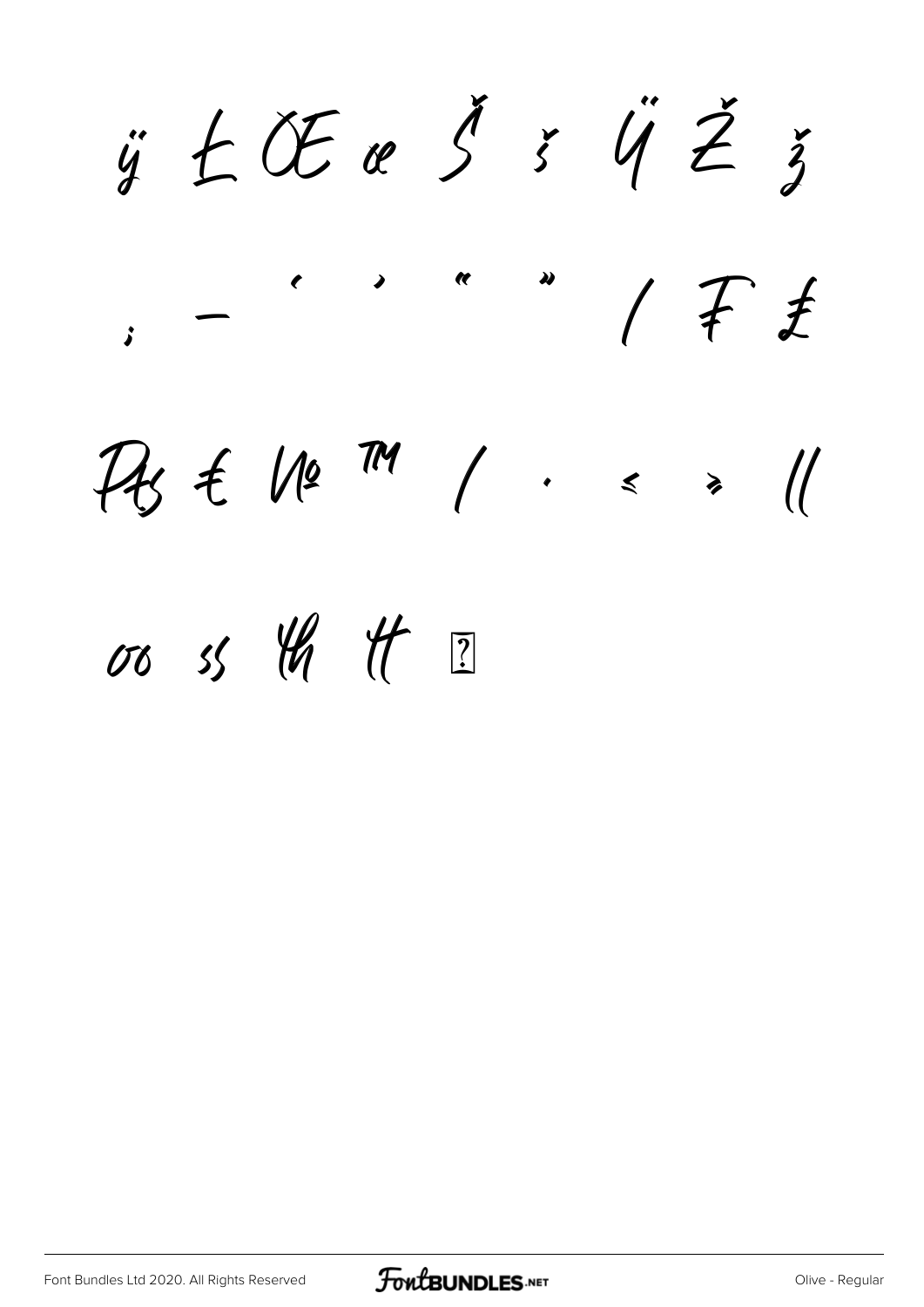ÿ Ł Œ œ Š š Ÿ Ž ž

; – ' ' " " / ₣ ₤

₧ ₠ № ™ ∕ · ‹ › //

oo ss th tt ▯